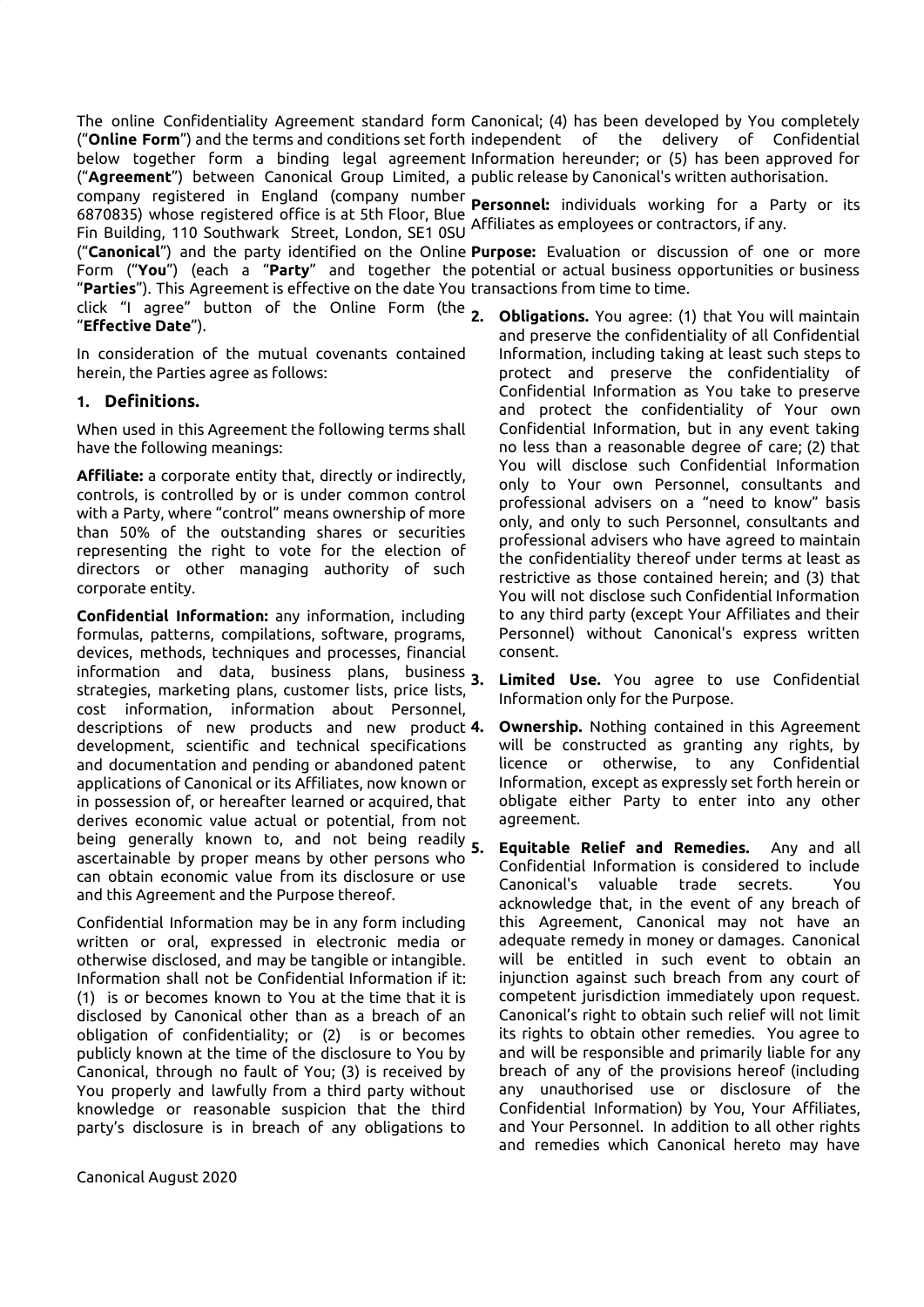The online Confidentiality Agreement standard form ("**Online Form**") and the terms and conditions set forth below together form a binding legal agreement ("**Agreement**") between Canonical Group Limited, a company registered in England (company number 6870835) whose registered office is at 5th Floor, Blue Fin Building, 110 Southwark Street, London, SE1 0SU ("**Canonical**") and the party identified on the Online Form ("**You**") (each a "**Party**" and together the "**Parties**"). This Agreement is effective on the date You click "I agree" button of the Online Form (the "**Effective Date**").

In consideration of the mutual covenants contained herein, the Parties agree as follows:

## 1. Definitions.

When used in this Agreement the following terms shall have the following meanings:

**Affiliate:** a corporate entity that, directly or indirectly, controls, is controlled by or is under common control with a Party, where "control" means ownership of more than 50% of the outstanding shares or securities representing the right to vote for the election of directors or other managing authority of such corporate entity.

**Confidential Information:** any information, including formulas, patterns, compilations, software, programs, devices, methods, techniques and processes, financial information and data, business plans, business strategies, marketing plans, customer lists, price lists, cost information, information about Personnel, descriptions of new products and new product development, scientific and technical specifications and documentation and pending or abandoned patent applications of Canonical or its Affiliates, now known or in possession of, or hereafter learned or acquired, that derives economic value actual or potential, from not being generally known to, and not being readily ascertainable by proper means by other persons who can obtain economic value from its disclosure or use and this Agreement and the Purpose thereof.

Confidential Information may be in any form including written or oral, expressed in electronic media or otherwise disclosed, and may be tangible or intangible. Information shall not be Confidential Information if it: (1) is or becomes known to You at the time that it is disclosed by Canonical other than as a breach of an obligation of confidentiality; or (2) is or becomes publicly known at the time of the disclosure to You by Canonical, through no fault of You; (3) is received by You properly and lawfully from a third party without knowledge or reasonable suspicion that the third party's disclosure is in breach of any obligations to Canonical; (4) has been developed by You completely independent of the delivery of Confidential Information hereunder; or (5) has been approved for public release by Canonical's written authorisation.

**Personnel:** individuals working for a Party or its Affiliates as employees or contractors, if any.

**Purpose:** Evaluation or discussion of one or more potential or actual business opportunities or business transactions from time to time.

2. **Obligations.** You agree: (1) that You will maintain and preserve the confidentiality of all Confidential Information, including taking at least such steps to protect and preserve the confidentiality of Confidential Information as You take to preserve and protect the confidentiality of Your own Confidential Information, but in any event taking no less than a reasonable degree of care; (2) that You will disclose such Confidential Information only to Your own Personnel, consultants and professional advisers on a "need to know" basis only, and only to such Personnel, consultants and professional advisers who have agreed to maintain the confidentiality thereof under terms at least as restrictive as those contained herein; and (3) that You will not disclose such Confidential Information to any third party (except Your Affiliates and their Personnel) without Canonical's express written consent.

3. **Limited Use.** You agree to use Confidential Information only for the Purpose.

4. **Ownership.** Nothing contained in this Agreement will be constructed as granting any rights, by licence or otherwise, to any Confidential Information, except as expressly set forth herein or obligate either Party to enter into any other agreement.

5. **Equitable Relief and Remedies.** Any and all Confidential Information is considered to include Canonical's valuable trade secrets. You acknowledge that, in the event of any breach of this Agreement, Canonical may not have an adequate remedy in money or damages. Canonical will be entitled in such event to obtain an injunction against such breach from any court of competent jurisdiction immediately upon request. Canonical's right to obtain such relief will not limit its rights to obtain other remedies. You agree to and will be responsible and primarily liable for any breach of any of the provisions hereof (including any unauthorised use or disclosure of the Confidential Information) by You, Your Affiliates, and Your Personnel. In addition to all other rights and remedies which Canonical hereto may have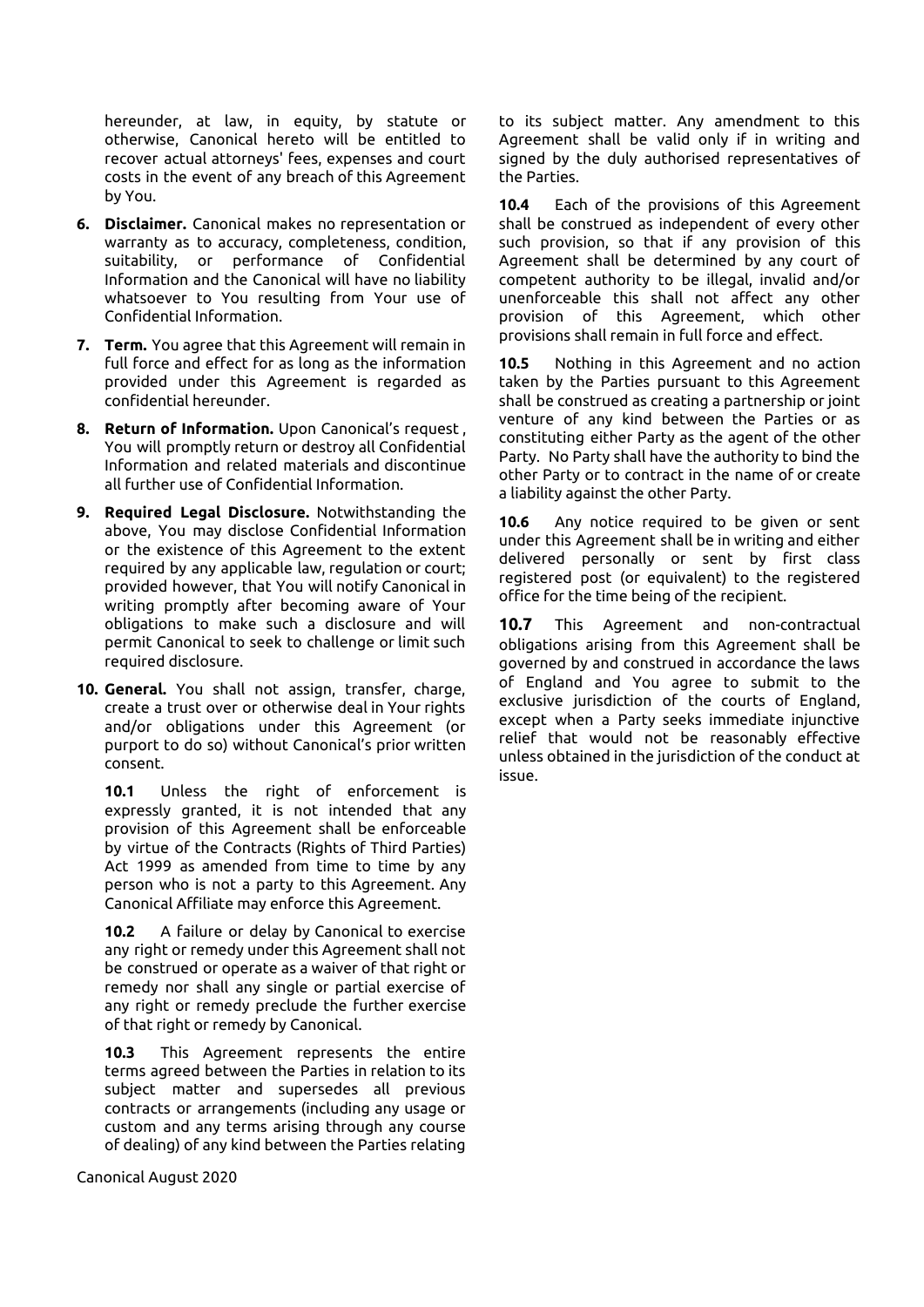hereunder, at law, in equity, by statute or otherwise, Canonical hereto will be entitled to recover actual attorneys' fees, expenses and court costs in the event of any breach of this Agreement by You.

6. **Disclaimer.** Canonical makes no representation or warranty as to accuracy, completeness, condition, suitability, or performance of Confidential Information and the Canonical will have no liability whatsoever to You resulting from Your use of Confidential Information.

7. **Term.** You agree that this Agreement will remain in full force and effect for as long as the information provided under this Agreement is regarded as confidential hereunder.

8. **Return of Information.** Upon Canonical's request , You will promptly return or destroy all Confidential Information and related materials and discontinue all further use of Confidential Information.

9. **Required Legal Disclosure.** Notwithstanding the above, You may disclose Confidential Information or the existence of this Agreement to the extent required by any applicable law, regulation or court; provided however, that You will notify Canonical in writing promptly after becoming aware of Your obligations to make such a disclosure and will permit Canonical to seek to challenge or limit such required disclosure.

10. **General.** You shall not assign, transfer, charge, create a trust over or otherwise deal in Your rights and/or obligations under this Agreement (or purport to do so) without Canonical's prior written consent.

**10.1** Unless the right of enforcement is expressly granted, it is not intended that any provision of this Agreement shall be enforceable by virtue of the Contracts (Rights of Third Parties) Act 1999 as amended from time to time by any person who is not a party to this Agreement. Any Canonical Affiliate may enforce this Agreement.

**10.2** A failure or delay by Canonical to exercise any right or remedy under this Agreement shall not be construed or operate as a waiver of that right or remedy nor shall any single or partial exercise of any right or remedy preclude the further exercise of that right or remedy by Canonical.

**10.3** This Agreement represents the entire terms agreed between the Parties in relation to its subject matter and supersedes all previous contracts or arrangements (including any usage or custom and any terms arising through any course of dealing) of any kind between the Parties relating to its subject matter. Any amendment to this Agreement shall be valid only if in writing and signed by the duly authorised representatives of the Parties.

**10.4** Each of the provisions of this Agreement shall be construed as independent of every other such provision, so that if any provision of this Agreement shall be determined by any court of competent authority to be illegal, invalid and/or unenforceable this shall not affect any other provision of this Agreement, which other provisions shall remain in full force and effect.

**10.5** Nothing in this Agreement and no action taken by the Parties pursuant to this Agreement shall be construed as creating a partnership or joint venture of any kind between the Parties or as constituting either Party as the agent of the other Party. No Party shall have the authority to bind the other Party or to contract in the name of or create a liability against the other Party.

**10.6** Any notice required to be given or sent under this Agreement shall be in writing and either delivered personally or sent by first class registered post (or equivalent) to the registered office for the time being of the recipient.

**10.7** This Agreement and non-contractual obligations arising from this Agreement shall be governed by and construed in accordance the laws of England and You agree to submit to the exclusive jurisdiction of the courts of England, except when a Party seeks immediate injunctive relief that would not be reasonably effective unless obtained in the jurisdiction of the conduct at issue.

Canonical August 2020